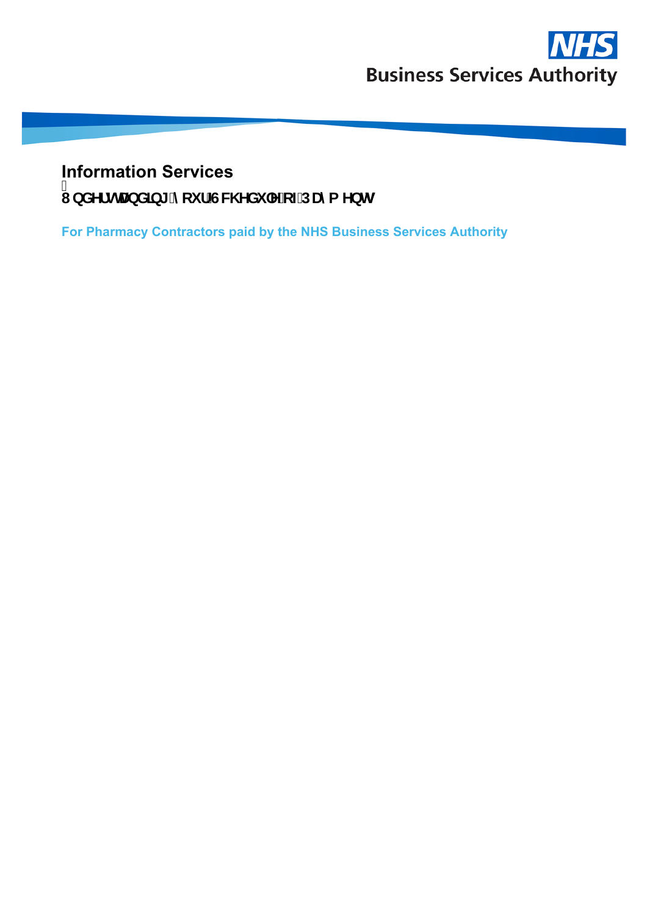NHS

Business Services Authority

# Information Services

## 8 QGHUVWDQGLQJ \RXU 6FKHGXOH RI 3D\PHQW

**For Pharmacy Contractors paid by the NHS Business Services Authority**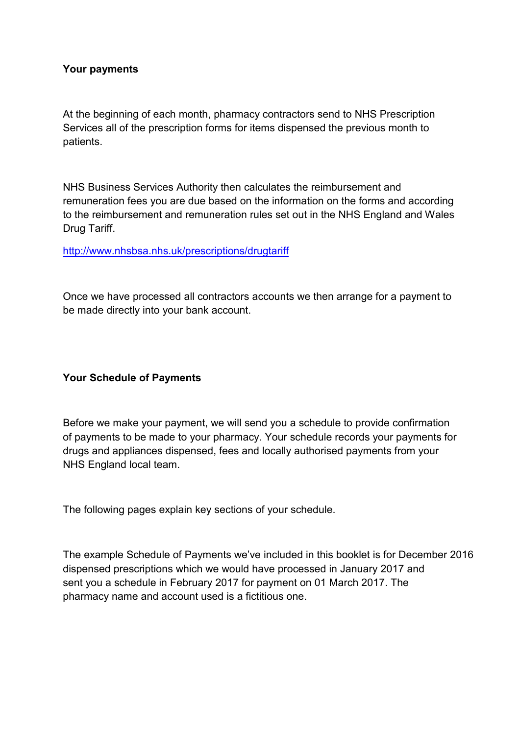**Your payments**

At the beginning of each month, pharmacy contractors send to NHS Prescription Services all of the prescription forms for items dispensed the previous month to patients.

NHS Business Services Authority then calculates the reimbursement and remuneration fees you are due based on the information on the forms and according to the reimbursement and remuneration rules set out in the NHS England and Wales Drug Tariff.

http://www.nhsbsa.nhs.uk/prescriptions/drugtariff

Once we have processed all contractors accounts we then arrange for a payment to be made directly into your bank account.

**Your Schedule of Payments**

Before we make your payment, we will send you a schedule to provide confirmation of payments to be made to your pharmacy. Your schedule records your payments for drugs and appliances dispensed, fees and locally authorised payments from your NHS England local team.

The following pages explain key sections of your schedule.

The example Schedule of Payments we've included in this booklet is for December 2016 dispensed prescriptions which we would have processed in January 2017 and sent you a schedule in February 2017 for payment on 01 March 2017. The pharmacy name and account used is a fictitious one.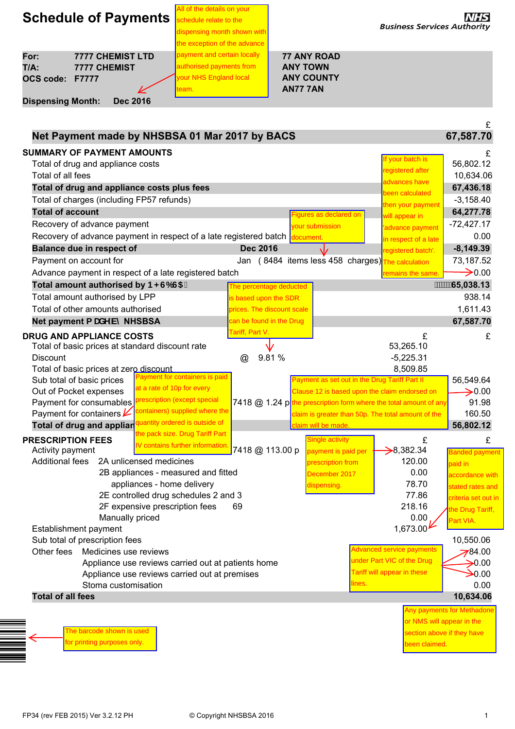# Schedule of Payments

NHS Business Services Authority

> All of the details on your schedule relate to the dispensing month shown with the exception of the advance payment and certain locally authorised payments from your NHS England local team.

| | | |
|---|---|---|
| For: | 7777 CHEMIST LTD | 77 ANY ROAD |
| T/A: | 7777 CHEMIST | ANY TOWN |
| OCS code: | F7777 | ANY COUNTY |
| | | AN77 7AN |

**Dispensing Month: Dec 2016**

| | £ |
|---|---|
| **Net Payment made by NHSBSA 01 Mar 2017 by BACS** | **67,587.70** |

## SUMMARY OF PAYMENT AMOUNTS

| | | £ |
|---|---|---|
| Total of drug and appliance costs | | 56,802.12 |
| Total of all fees | | 10,634.06 |
| **Total of drug and appliance costs plus fees** | | **67,436.18** |
| Total of charges (including FP57 refunds) | | -3,158.40 |
| **Total of account** | | **64,277.78** |
| Recovery of advance payment | | -72,427.17 |
| Recovery of advance payment in respect of a late registered batch | | 0.00 |
| **Balance due in respect of** | **Dec 2016** | **-8,149.39** |
| Payment on account for | Jan (8484 items less 458 charges) | 73,187.52 |
| Advance payment in respect of a late registered batch | | 0.00 |
| **Total amount authorised by 1+6%6$** | | **65,038.13** |
| Total amount authorised by LPP | | 938.14 |
| Total of other amounts authorised | | 1,611.43 |
| **Net payment P DGHE\ NHSBSA** | | **67,587.70** |

> Figures as declared on your submission document.

> If your batch is registered after advances have been calculated then your payment will appear in 'advance payment in respect of a late registered batch'. The calculation remains the same.

## DRUG AND APPLIANCE COSTS

| | | £ | £ |
|---|---|---|---|
| Total of basic prices at standard discount rate | | 53,265.10 | |
| Discount | @ 9.81 % | -5,225.31 | |
| Total of basic prices at zero discount | | 8,509.85 | |
| Sub total of basic prices | | | 56,549.64 |
| Out of Pocket expenses | | | 0.00 |
| Payment for consumables | 7418 @ 1.24 p | | 91.98 |
| Payment for containers | | | 160.50 |
| **Total of drug and appliance costs** | | | **56,802.12** |

> The percentage deducted is based upon the SDR prices. The discount scale can be found in the Drug Tariff, Part V.

> Payment for containers is paid at a rate of 10p for every prescription (except special containers) supplied where the quantity ordered is outside of the pack size. Drug Tariff Part IV contains further information.

> Payment as set out in the Drug Tariff Part II Clause 12 is based on the claim endorsed on the prescription form where the total amount of any claim is greater than 50p. The total amount of the claim will be made.

## PRESCRIPTION FEES

| | | | £ | £ |
|---|---|---|---|---|
| Activity payment | | 7418 @ 113.00 p | 8,382.34 | |
| Additional fees | 2A unlicensed medicines | | 120.00 | |
| | 2B appliances - measured and fitted | | 0.00 | |
| | appliances - home delivery | | 78.70 | |
| | 2E controlled drug schedules 2 and 3 | | 77.86 | |
| | 2F expensive prescription fees | 69 | 218.16 | |
| | Manually priced | | 0.00 | |
| Establishment payment | | | 1,673.00 | |
| Sub total of prescription fees | | | | 10,550.06 |
| Other fees | Medicines use reviews | | | 84.00 |
| | Appliance use reviews carried out at patients home | | | 0.00 |
| | Appliance use reviews carried out at premises | | | 0.00 |
| | Stoma customisation | | | 0.00 |
| **Total of all fees** | | | | **10,634.06** |

> Single activity payment is paid per prescription from December 2017 dispensing.

> Banded payment paid in accordance with stated rates and criteria set out in the Drug Tariff, Part VIA.

> Advanced service payments under Part VIC of the Drug Tariff will appear in these lines.

> Any payments for Methadone or NMS will appear in the section above if they have been claimed.

> The barcode shown is used for printing purposes only.

FP34 (rev FEB 2015) Ver 3.2.12 PH © Copyright NHSBSA 2016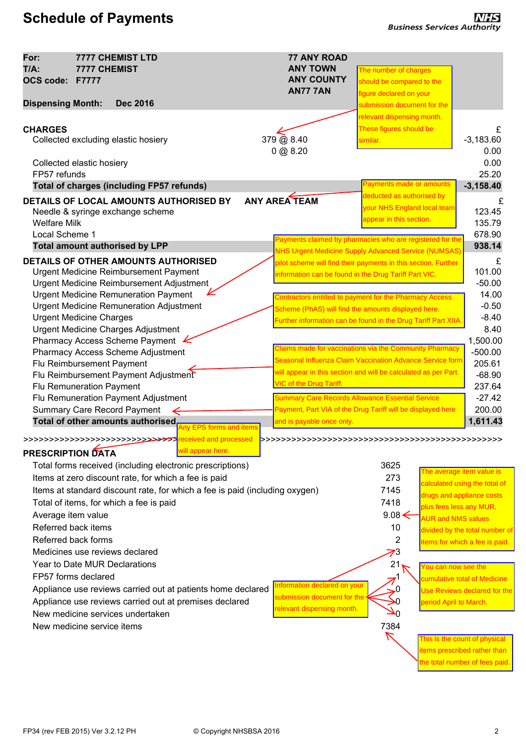# Schedule of Payments

**NHS Business Services Authority**

| | | |
|---|---|---|
| **For:** | **7777 CHEMIST LTD** | **77 ANY ROAD** |
| **T/A:** | **7777 CHEMIST** | **ANY TOWN** |
| **OCS code:** | **F7777** | **ANY COUNTY** |
| | | **AN77 7AN** |
| **Dispensing Month:** | **Dec 2016** | |

The number of charges should be compared to the figure declared on your submission document for the relevant dispensing month. These figures should be similar.

| **CHARGES** | | £ |
|---|---|---|
| Collected excluding elastic hosiery | 379 @ 8.40 | -3,183.60 |
| | 0 @ 8.20 | 0.00 |
| Collected elastic hosiery | | 0.00 |
| FP57 refunds | | 25.20 |
| **Total of charges (including FP57 refunds)** | | **-3,158.40** |

Payments made or amounts deducted as authorised by your NHS England local team appear in this section.

| **DETAILS OF LOCAL AMOUNTS AUTHORISED BY** | **ANY AREA TEAM** | £ |
|---|---|---|
| Needle & syringe exchange scheme | | 123.45 |
| Welfare Milk | | 135.79 |
| Local Scheme 1 | | 678.90 |
| **Total amount authorised by LPP** | | **938.14** |

Payments claimed by pharmacies who are registered for the NHS Urgent Medicine Supply Advanced Service (NUMSAS) pilot scheme will find their payments in this section. Further information can be found in the Drug Tariff Part VIC.

Contractors entitled to payment for the Pharmacy Access Scheme (PhAS) will find the amounts displayed here. Further information can be found in the Drug Tariff Part XIIA.

Claims made for vaccinations via the Community Pharmacy Seasonal Influenza Claim Vaccination Advance Service form will appear in this section and will be calculated as per Part VIC of the Drug Tariff.

Summary Care Records Allowance Essential Service Payment, Part VIA of the Drug Tariff will be displayed here and is payable once only.

| **DETAILS OF OTHER AMOUNTS AUTHORISED** | £ |
|---|---|
| Urgent Medicine Reimbursement Payment | 101.00 |
| Urgent Medicine Reimbursement Adjustment | -50.00 |
| Urgent Medicine Remuneration Payment | 14.00 |
| Urgent Medicine Remuneration Adjustment | -0.50 |
| Urgent Medicine Charges | -8.40 |
| Urgent Medicine Charges Adjustment | 8.40 |
| Pharmacy Access Scheme Payment | 1,500.00 |
| Pharmacy Access Scheme Adjustment | -500.00 |
| Flu Reimbursement Payment | 205.61 |
| Flu Reimbursement Payment Adjustment | -68.90 |
| Flu Remuneration Payment | 237.64 |
| Flu Remuneration Payment Adjustment | -27.42 |
| Summary Care Record Payment | 200.00 |
| **Total of other amounts authorised** | **1,611.43** |

Any EPS forms and items received and processed will appear here.

## PRESCRIPTION DATA

| | |
|---|---|
| Total forms received (including electronic prescriptions) | 3625 |
| Items at zero discount rate, for which a fee is paid | 273 |
| Items at standard discount rate, for which a fee is paid (including oxygen) | 7145 |
| Total of items, for which a fee is paid | 7418 |
| Average item value | 9.08 |
| Referred back items | 10 |
| Referred back forms | 2 |
| Medicines use reviews declared | 3 |
| Year to Date MUR Declarations | 21 |
| FP57 forms declared | 1 |
| Appliance use reviews carried out at patients home declared | 0 |
| Appliance use reviews carried out at premises declared | 0 |
| New medicine services undertaken | 0 |
| New medicine service items | 7384 |

The average item value is calculated using the total of drugs and appliance costs plus fees less any MUR, AUR and NMS values divided by the total number of items for which a fee is paid.

You can now see the cumulative total of Medicine Use Reviews declared for the period April to March.

Information declared on your submission document for the relevant dispensing month.

This is the count of physical items prescribed rather than the total number of fees paid.

FP34 (rev FEB 2015) Ver 3.2.12 PH © Copyright NHSBSA 2016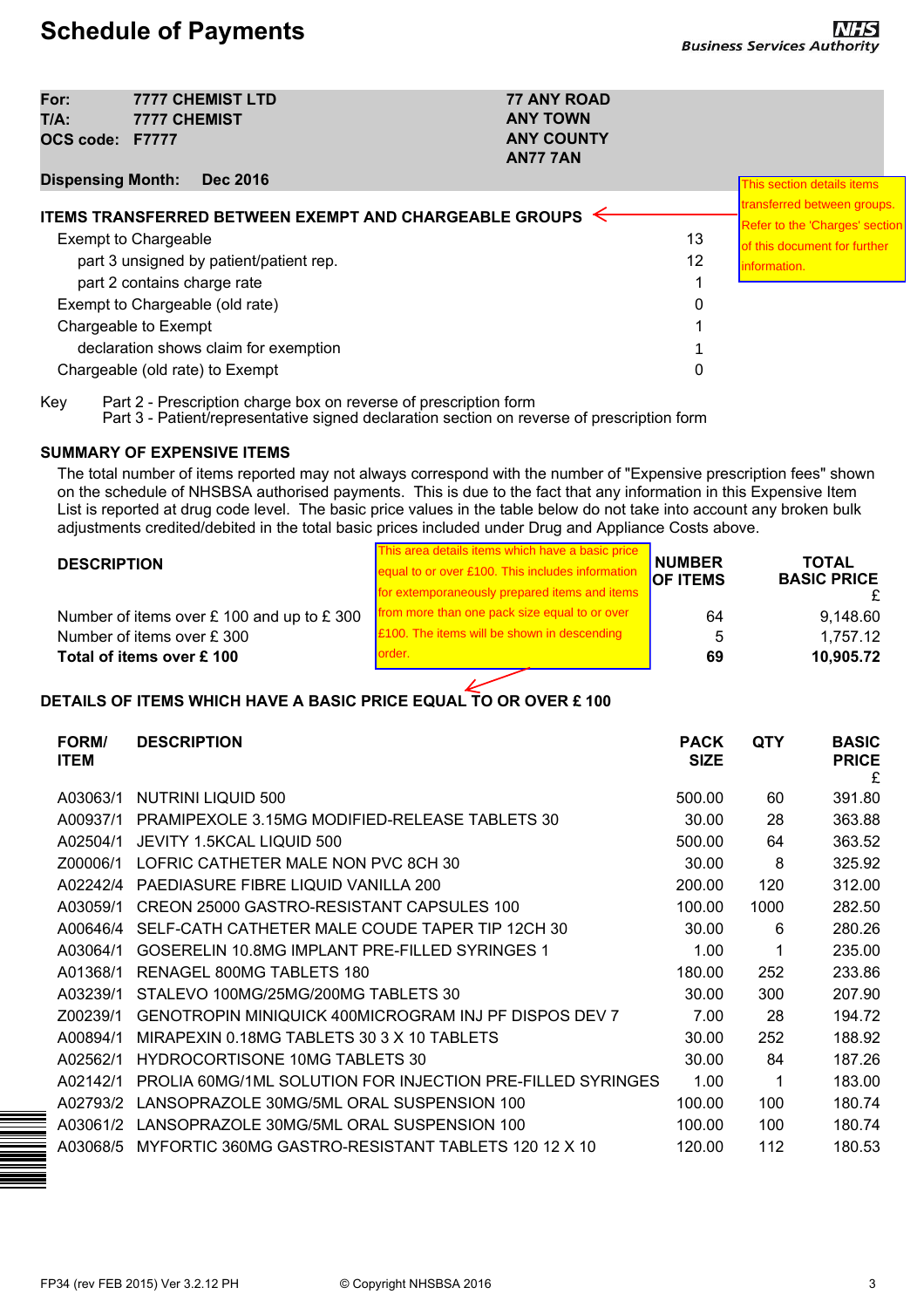# Schedule of Payments

**NHS Business Services Authority**

| | | |
|---|---|---|
| **For:** | **7777 CHEMIST LTD** | **77 ANY ROAD** |
| **T/A:** | **7777 CHEMIST** | **ANY TOWN** |
| **OCS code:** | **F7777** | **ANY COUNTY** |
| | | **AN77 7AN** |

**Dispensing Month:** **Dec 2016**

This section details items transferred between groups. Refer to the 'Charges' section of this document for further information.

## ITEMS TRANSFERRED BETWEEN EXEMPT AND CHARGEABLE GROUPS

| | |
|---|---|
| Exempt to Chargeable | 13 |
| part 3 unsigned by patient/patient rep. | 12 |
| part 2 contains charge rate | 1 |
| Exempt to Chargeable (old rate) | 0 |
| Chargeable to Exempt | 1 |
| declaration shows claim for exemption | 1 |
| Chargeable (old rate) to Exempt | 0 |

Key
- Part 2 - Prescription charge box on reverse of prescription form
- Part 3 - Patient/representative signed declaration section on reverse of prescription form

## SUMMARY OF EXPENSIVE ITEMS

The total number of items reported may not always correspond with the number of "Expensive prescription fees" shown on the schedule of NHSBSA authorised payments. This is due to the fact that any information in this Expensive Item List is reported at drug code level. The basic price values in the table below do not take into account any broken bulk adjustments credited/debited in the total basic prices included under Drug and Appliance Costs above.

This area details items which have a basic price equal to or over £100. This includes information for extemporaneously prepared items and items from more than one pack size equal to or over £100. The items will be shown in descending order.

| DESCRIPTION | NUMBER OF ITEMS | TOTAL BASIC PRICE £ |
|---|---|---|
| Number of items over £ 100 and up to £ 300 | 64 | 9,148.60 |
| Number of items over £ 300 | 5 | 1,757.12 |
| **Total of items over £ 100** | **69** | **10,905.72** |

## DETAILS OF ITEMS WHICH HAVE A BASIC PRICE EQUAL TO OR OVER £ 100

| FORM/ ITEM | DESCRIPTION | PACK SIZE | QTY | BASIC PRICE £ |
|---|---|---|---|---|
| A03063/1 | NUTRINI LIQUID 500 | 500.00 | 60 | 391.80 |
| A00937/1 | PRAMIPEXOLE 3.15MG MODIFIED-RELEASE TABLETS 30 | 30.00 | 28 | 363.88 |
| A02504/1 | JEVITY 1.5KCAL LIQUID 500 | 500.00 | 64 | 363.52 |
| Z00006/1 | LOFRIC CATHETER MALE NON PVC 8CH 30 | 30.00 | 8 | 325.92 |
| A02242/4 | PAEDIASURE FIBRE LIQUID VANILLA 200 | 200.00 | 120 | 312.00 |
| A03059/1 | CREON 25000 GASTRO-RESISTANT CAPSULES 100 | 100.00 | 1000 | 282.50 |
| A00646/4 | SELF-CATH CATHETER MALE COUDE TAPER TIP 12CH 30 | 30.00 | 6 | 280.26 |
| A03064/1 | GOSERELIN 10.8MG IMPLANT PRE-FILLED SYRINGES 1 | 1.00 | 1 | 235.00 |
| A01368/1 | RENAGEL 800MG TABLETS 180 | 180.00 | 252 | 233.86 |
| A03239/1 | STALEVO 100MG/25MG/200MG TABLETS 30 | 30.00 | 300 | 207.90 |
| Z00239/1 | GENOTROPIN MINIQUICK 400MICROGRAM INJ PF DISPOS DEV 7 | 7.00 | 28 | 194.72 |
| A00894/1 | MIRAPEXIN 0.18MG TABLETS 30 3 X 10 TABLETS | 30.00 | 252 | 188.92 |
| A02562/1 | HYDROCORTISONE 10MG TABLETS 30 | 30.00 | 84 | 187.26 |
| A02142/1 | PROLIA 60MG/1ML SOLUTION FOR INJECTION PRE-FILLED SYRINGES | 1.00 | 1 | 183.00 |
| A02793/2 | LANSOPRAZOLE 30MG/5ML ORAL SUSPENSION 100 | 100.00 | 100 | 180.74 |
| A03061/2 | LANSOPRAZOLE 30MG/5ML ORAL SUSPENSION 100 | 100.00 | 100 | 180.74 |
| A03068/5 | MYFORTIC 360MG GASTRO-RESISTANT TABLETS 120 12 X 10 | 120.00 | 112 | 180.53 |

FP34 (rev FEB 2015) Ver 3.2.12 PH © Copyright NHSBSA 2016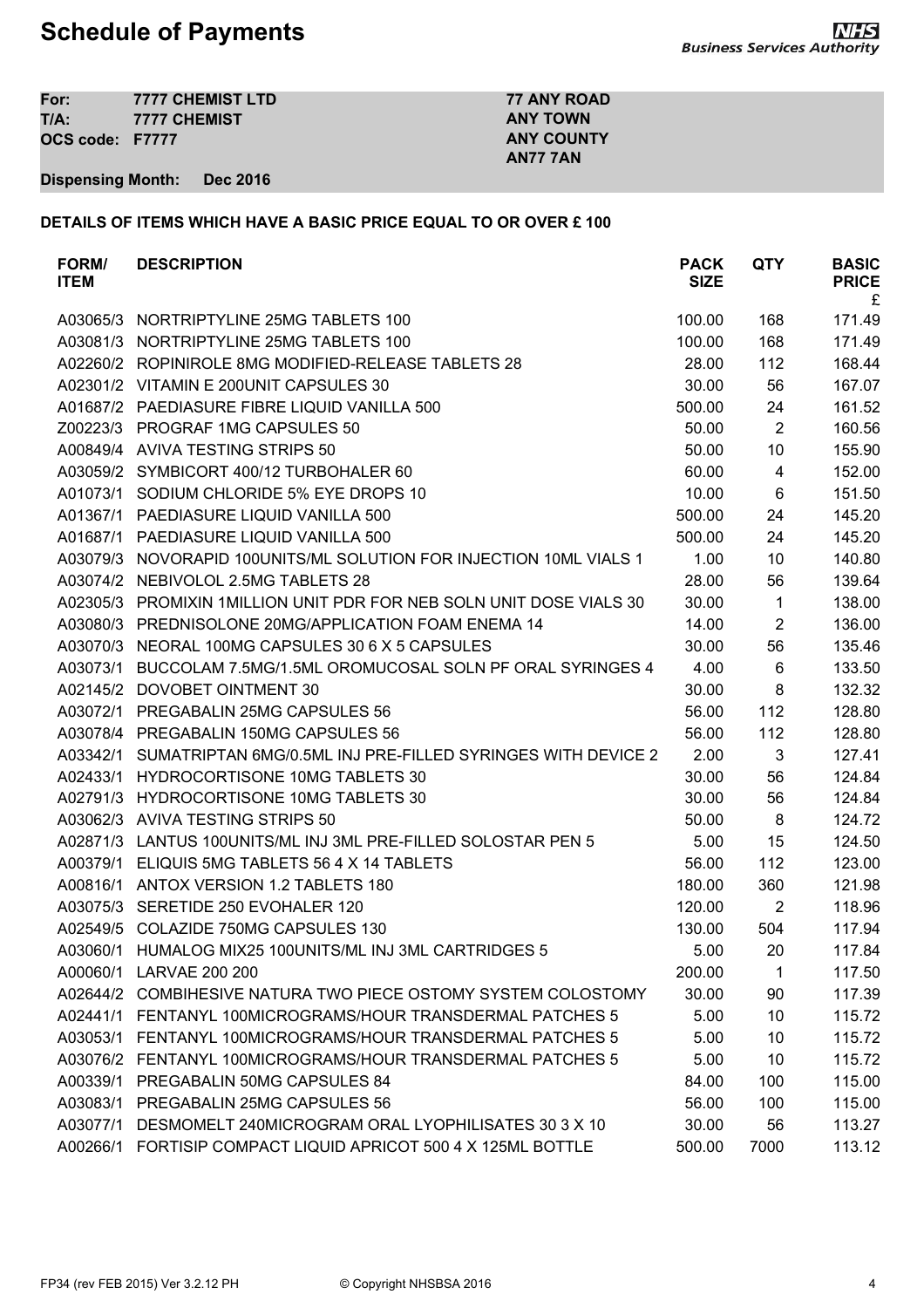# Schedule of Payments

**NHS Business Services Authority**

| | | |
|---|---|---|
| **For:** | **7777 CHEMIST LTD** | **77 ANY ROAD** |
| **T/A:** | **7777 CHEMIST** | **ANY TOWN** |
| **OCS code:** | **F7777** | **ANY COUNTY** |
| | | **AN77 7AN** |

**Dispensing Month: Dec 2016**

**DETAILS OF ITEMS WHICH HAVE A BASIC PRICE EQUAL TO OR OVER £ 100**

| FORM/ ITEM | DESCRIPTION | PACK SIZE | QTY | BASIC PRICE £ |
|---|---|---|---|---|
| A03065/3 | NORTRIPTYLINE 25MG TABLETS 100 | 100.00 | 168 | 171.49 |
| A03081/3 | NORTRIPTYLINE 25MG TABLETS 100 | 100.00 | 168 | 171.49 |
| A02260/2 | ROPINIROLE 8MG MODIFIED-RELEASE TABLETS 28 | 28.00 | 112 | 168.44 |
| A02301/2 | VITAMIN E 200UNIT CAPSULES 30 | 30.00 | 56 | 167.07 |
| A01687/2 | PAEDIASURE FIBRE LIQUID VANILLA 500 | 500.00 | 24 | 161.52 |
| Z00223/3 | PROGRAF 1MG CAPSULES 50 | 50.00 | 2 | 160.56 |
| A00849/4 | AVIVA TESTING STRIPS 50 | 50.00 | 10 | 155.90 |
| A03059/2 | SYMBICORT 400/12 TURBOHALER 60 | 60.00 | 4 | 152.00 |
| A01073/1 | SODIUM CHLORIDE 5% EYE DROPS 10 | 10.00 | 6 | 151.50 |
| A01367/1 | PAEDIASURE LIQUID VANILLA 500 | 500.00 | 24 | 145.20 |
| A01687/1 | PAEDIASURE LIQUID VANILLA 500 | 500.00 | 24 | 145.20 |
| A03079/3 | NOVORAPID 100UNITS/ML SOLUTION FOR INJECTION 10ML VIALS 1 | 1.00 | 10 | 140.80 |
| A03074/2 | NEBIVOLOL 2.5MG TABLETS 28 | 28.00 | 56 | 139.64 |
| A02305/3 | PROMIXIN 1MILLION UNIT PDR FOR NEB SOLN UNIT DOSE VIALS 30 | 30.00 | 1 | 138.00 |
| A03080/3 | PREDNISOLONE 20MG/APPLICATION FOAM ENEMA 14 | 14.00 | 2 | 136.00 |
| A03070/3 | NEORAL 100MG CAPSULES 30 6 X 5 CAPSULES | 30.00 | 56 | 135.46 |
| A03073/1 | BUCCOLAM 7.5MG/1.5ML OROMUCOSAL SOLN PF ORAL SYRINGES 4 | 4.00 | 6 | 133.50 |
| A02145/2 | DOVOBET OINTMENT 30 | 30.00 | 8 | 132.32 |
| A03072/1 | PREGABALIN 25MG CAPSULES 56 | 56.00 | 112 | 128.80 |
| A03078/4 | PREGABALIN 150MG CAPSULES 56 | 56.00 | 112 | 128.80 |
| A03342/1 | SUMATRIPTAN 6MG/0.5ML INJ PRE-FILLED SYRINGES WITH DEVICE 2 | 2.00 | 3 | 127.41 |
| A02433/1 | HYDROCORTISONE 10MG TABLETS 30 | 30.00 | 56 | 124.84 |
| A02791/3 | HYDROCORTISONE 10MG TABLETS 30 | 30.00 | 56 | 124.84 |
| A03062/3 | AVIVA TESTING STRIPS 50 | 50.00 | 8 | 124.72 |
| A02871/3 | LANTUS 100UNITS/ML INJ 3ML PRE-FILLED SOLOSTAR PEN 5 | 5.00 | 15 | 124.50 |
| A00379/1 | ELIQUIS 5MG TABLETS 56 4 X 14 TABLETS | 56.00 | 112 | 123.00 |
| A00816/1 | ANTOX VERSION 1.2 TABLETS 180 | 180.00 | 360 | 121.98 |
| A03075/3 | SERETIDE 250 EVOHALER 120 | 120.00 | 2 | 118.96 |
| A02549/5 | COLAZIDE 750MG CAPSULES 130 | 130.00 | 504 | 117.94 |
| A03060/1 | HUMALOG MIX25 100UNITS/ML INJ 3ML CARTRIDGES 5 | 5.00 | 20 | 117.84 |
| A00060/1 | LARVAE 200 200 | 200.00 | 1 | 117.50 |
| A02644/2 | COMBIHESIVE NATURA TWO PIECE OSTOMY SYSTEM COLOSTOMY | 30.00 | 90 | 117.39 |
| A02441/1 | FENTANYL 100MICROGRAMS/HOUR TRANSDERMAL PATCHES 5 | 5.00 | 10 | 115.72 |
| A03053/1 | FENTANYL 100MICROGRAMS/HOUR TRANSDERMAL PATCHES 5 | 5.00 | 10 | 115.72 |
| A03076/2 | FENTANYL 100MICROGRAMS/HOUR TRANSDERMAL PATCHES 5 | 5.00 | 10 | 115.72 |
| A00339/1 | PREGABALIN 50MG CAPSULES 84 | 84.00 | 100 | 115.00 |
| A03083/1 | PREGABALIN 25MG CAPSULES 56 | 56.00 | 100 | 115.00 |
| A03077/1 | DESMOMELT 240MICROGRAM ORAL LYOPHILISATES 30 3 X 10 | 30.00 | 56 | 113.27 |
| A00266/1 | FORTISIP COMPACT LIQUID APRICOT 500 4 X 125ML BOTTLE | 500.00 | 7000 | 113.12 |

FP34 (rev FEB 2015) Ver 3.2.12 PH © Copyright NHSBSA 2016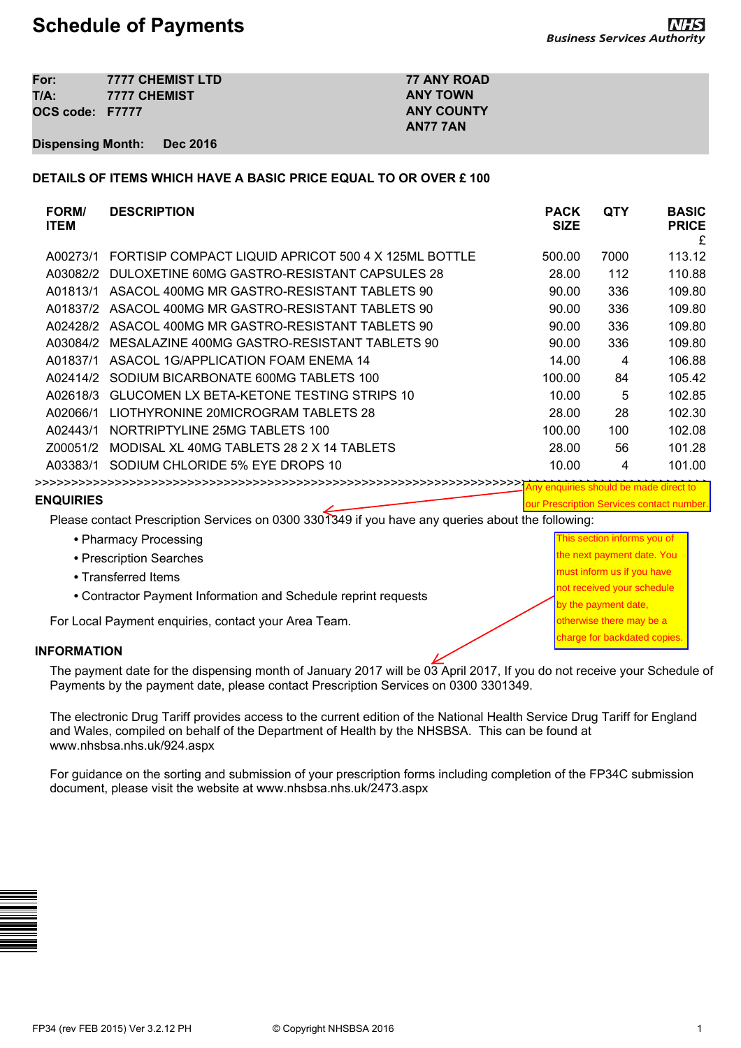# Schedule of Payments

NHS Business Services Authority

| | | |
|---|---|---|
| **For:** | **7777 CHEMIST LTD** | **77 ANY ROAD** |
| **T/A:** | **7777 CHEMIST** | **ANY TOWN** |
| **OCS code:** | **F7777** | **ANY COUNTY** |
| | | **AN77 7AN** |

**Dispensing Month: Dec 2016**

**DETAILS OF ITEMS WHICH HAVE A BASIC PRICE EQUAL TO OR OVER £ 100**

| FORM/ ITEM | DESCRIPTION | PACK SIZE | QTY | BASIC PRICE £ |
|---|---|---|---|---|
| A00273/1 | FORTISIP COMPACT LIQUID APRICOT 500 4 X 125ML BOTTLE | 500.00 | 7000 | 113.12 |
| A03082/2 | DULOXETINE 60MG GASTRO-RESISTANT CAPSULES 28 | 28.00 | 112 | 110.88 |
| A01813/1 | ASACOL 400MG MR GASTRO-RESISTANT TABLETS 90 | 90.00 | 336 | 109.80 |
| A01837/2 | ASACOL 400MG MR GASTRO-RESISTANT TABLETS 90 | 90.00 | 336 | 109.80 |
| A02428/2 | ASACOL 400MG MR GASTRO-RESISTANT TABLETS 90 | 90.00 | 336 | 109.80 |
| A03084/2 | MESALAZINE 400MG GASTRO-RESISTANT TABLETS 90 | 90.00 | 336 | 109.80 |
| A01837/1 | ASACOL 1G/APPLICATION FOAM ENEMA 14 | 14.00 | 4 | 106.88 |
| A02414/2 | SODIUM BICARBONATE 600MG TABLETS 100 | 100.00 | 84 | 105.42 |
| A02618/3 | GLUCOMEN LX BETA-KETONE TESTING STRIPS 10 | 10.00 | 5 | 102.85 |
| A02066/1 | LIOTHYRONINE 20MICROGRAM TABLETS 28 | 28.00 | 28 | 102.30 |
| A02443/1 | NORTRIPTYLINE 25MG TABLETS 100 | 100.00 | 100 | 102.08 |
| Z00051/2 | MODISAL XL 40MG TABLETS 28 2 X 14 TABLETS | 28.00 | 56 | 101.28 |
| A03383/1 | SODIUM CHLORIDE 5% EYE DROPS 10 | 10.00 | 4 | 101.00 |

>>>>>>>>>>>>>>>>>>>>>>>>>>>>>>>>>>>>>>>>>>>>>>>>>>>>>>>>>>>>>>>>>>>>>>>>>>>>>>

Any enquiries should be made direct to our Prescription Services contact number.

## ENQUIRIES

Please contact Prescription Services on 0300 3301349 if you have any queries about the following:

- Pharmacy Processing
- Prescription Searches
- Transferred Items
- Contractor Payment Information and Schedule reprint requests

For Local Payment enquiries, contact your Area Team.

This section informs you of the next payment date. You must inform us if you have not received your schedule by the payment date, otherwise there may be a charge for backdated copies.

## INFORMATION

The payment date for the dispensing month of January 2017 will be 03 April 2017, If you do not receive your Schedule of Payments by the payment date, please contact Prescription Services on 0300 3301349.

The electronic Drug Tariff provides access to the current edition of the National Health Service Drug Tariff for England and Wales, compiled on behalf of the Department of Health by the NHSBSA. This can be found at www.nhsbsa.nhs.uk/924.aspx

For guidance on the sorting and submission of your prescription forms including completion of the FP34C submission document, please visit the website at www.nhsbsa.nhs.uk/2473.aspx

FP34 (rev FEB 2015) Ver 3.2.12 PH © Copyright NHSBSA 2016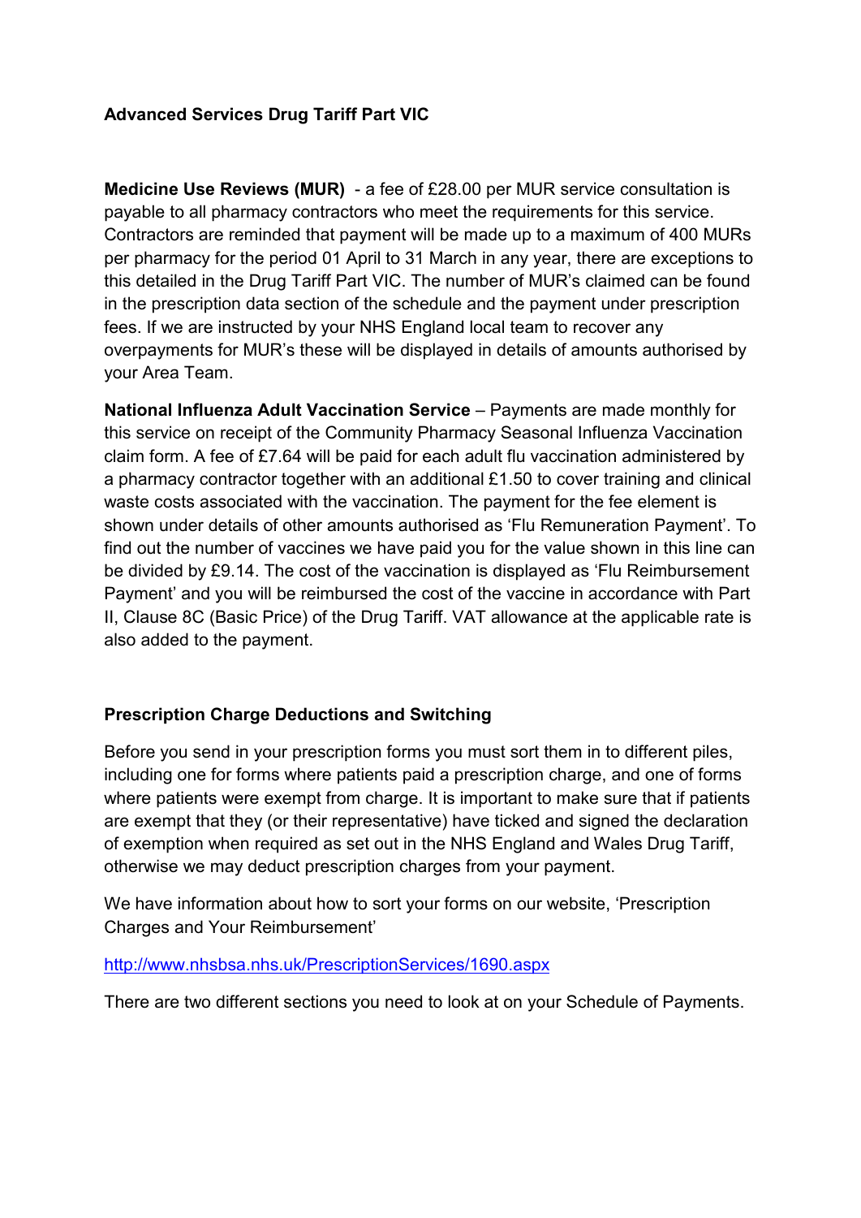## Advanced Services Drug Tariff Part VIC

**Medicine Use Reviews (MUR)** - a fee of £28.00 per MUR service consultation is payable to all pharmacy contractors who meet the requirements for this service. Contractors are reminded that payment will be made up to a maximum of 400 MURs per pharmacy for the period 01 April to 31 March in any year, there are exceptions to this detailed in the Drug Tariff Part VIC. The number of MUR's claimed can be found in the prescription data section of the schedule and the payment under prescription fees. If we are instructed by your NHS England local team to recover any overpayments for MUR's these will be displayed in details of amounts authorised by your Area Team.

**National Influenza Adult Vaccination Service** – Payments are made monthly for this service on receipt of the Community Pharmacy Seasonal Influenza Vaccination claim form. A fee of £7.64 will be paid for each adult flu vaccination administered by a pharmacy contractor together with an additional £1.50 to cover training and clinical waste costs associated with the vaccination. The payment for the fee element is shown under details of other amounts authorised as 'Flu Remuneration Payment'. To find out the number of vaccines we have paid you for the value shown in this line can be divided by £9.14. The cost of the vaccination is displayed as 'Flu Reimbursement Payment' and you will be reimbursed the cost of the vaccine in accordance with Part II, Clause 8C (Basic Price) of the Drug Tariff. VAT allowance at the applicable rate is also added to the payment.

## Prescription Charge Deductions and Switching

Before you send in your prescription forms you must sort them in to different piles, including one for forms where patients paid a prescription charge, and one of forms where patients were exempt from charge. It is important to make sure that if patients are exempt that they (or their representative) have ticked and signed the declaration of exemption when required as set out in the NHS England and Wales Drug Tariff, otherwise we may deduct prescription charges from your payment.

We have information about how to sort your forms on our website, 'Prescription Charges and Your Reimbursement'

http://www.nhsbsa.nhs.uk/PrescriptionServices/1690.aspx

There are two different sections you need to look at on your Schedule of Payments.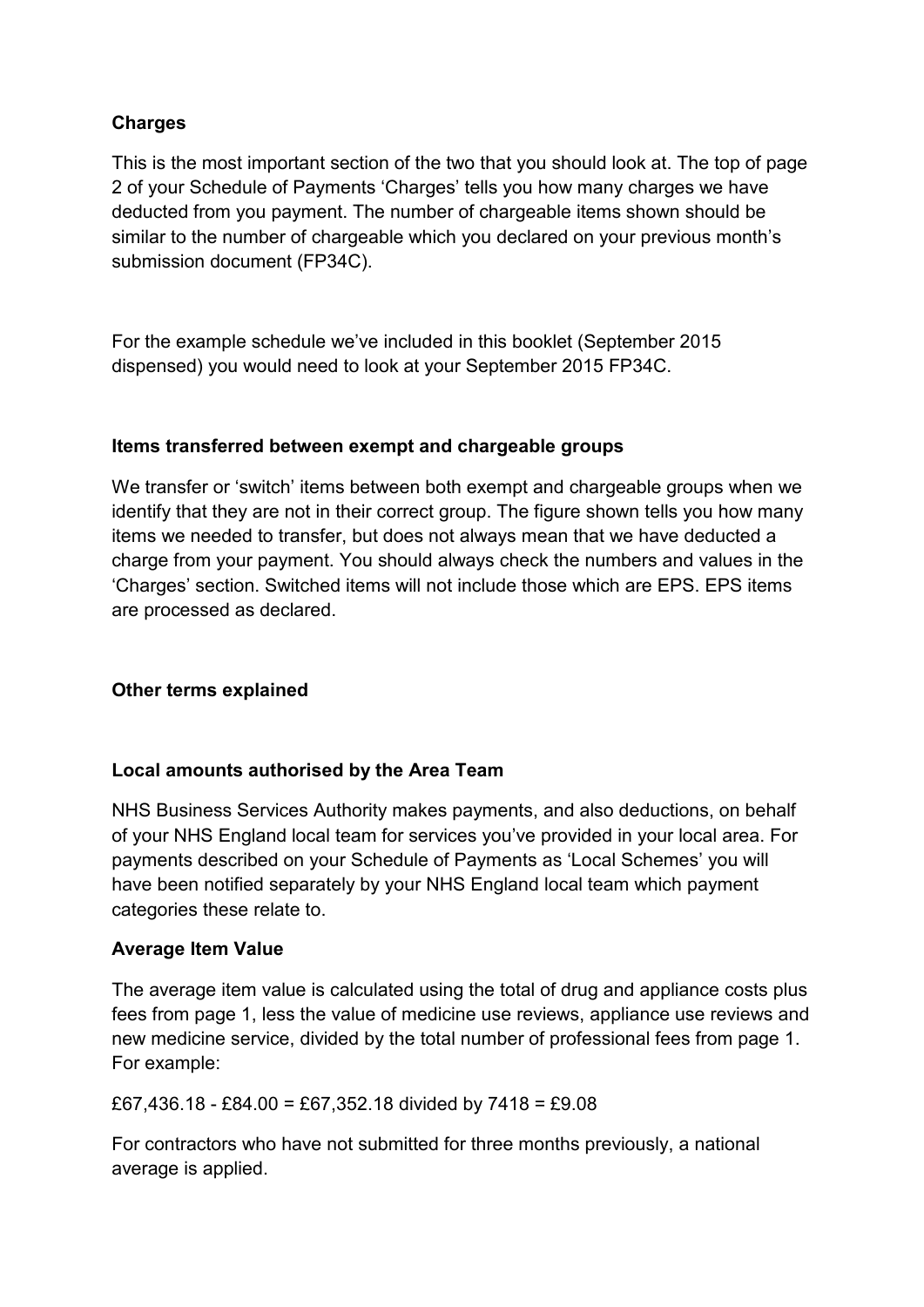### Charges

This is the most important section of the two that you should look at. The top of page 2 of your Schedule of Payments 'Charges' tells you how many charges we have deducted from you payment. The number of chargeable items shown should be similar to the number of chargeable which you declared on your previous month's submission document (FP34C).

For the example schedule we've included in this booklet (September 2015 dispensed) you would need to look at your September 2015 FP34C.

### Items transferred between exempt and chargeable groups

We transfer or 'switch' items between both exempt and chargeable groups when we identify that they are not in their correct group. The figure shown tells you how many items we needed to transfer, but does not always mean that we have deducted a charge from your payment. You should always check the numbers and values in the 'Charges' section. Switched items will not include those which are EPS. EPS items are processed as declared.

### Other terms explained

### Local amounts authorised by the Area Team

NHS Business Services Authority makes payments, and also deductions, on behalf of your NHS England local team for services you've provided in your local area. For payments described on your Schedule of Payments as 'Local Schemes' you will have been notified separately by your NHS England local team which payment categories these relate to.

### Average Item Value

The average item value is calculated using the total of drug and appliance costs plus fees from page 1, less the value of medicine use reviews, appliance use reviews and new medicine service, divided by the total number of professional fees from page 1. For example:

£67,436.18 - £84.00 = £67,352.18 divided by 7418 = £9.08

For contractors who have not submitted for three months previously, a national average is applied.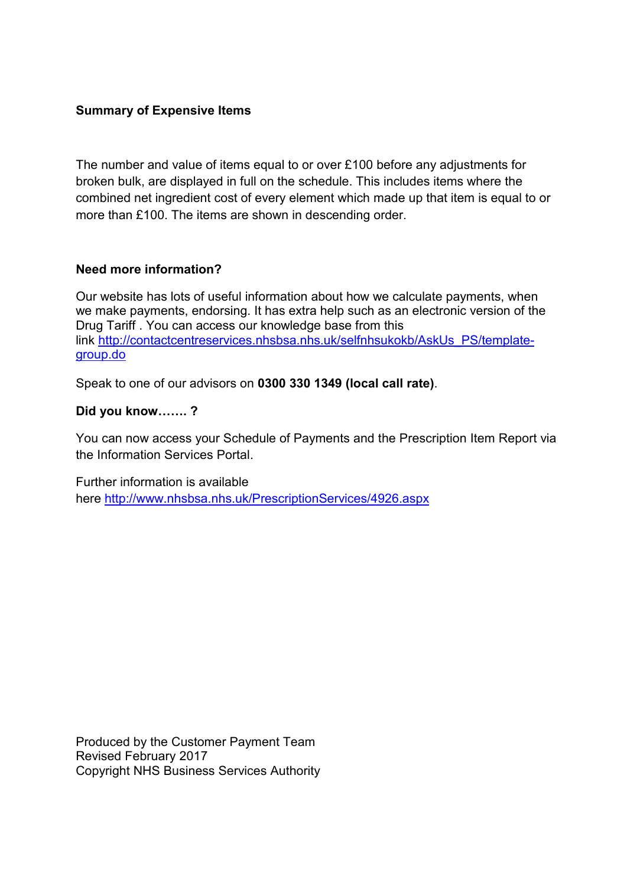**Summary of Expensive Items**

The number and value of items equal to or over £100 before any adjustments for broken bulk, are displayed in full on the schedule. This includes items where the combined net ingredient cost of every element which made up that item is equal to or more than £100. The items are shown in descending order.

**Need more information?**

Our website has lots of useful information about how we calculate payments, when we make payments, endorsing. It has extra help such as an electronic version of the Drug Tariff . You can access our knowledge base from this link http://contactcentreservices.nhsbsa.nhs.uk/selfnhsukokb/AskUs_PS/template-group.do

Speak to one of our advisors on **0300 330 1349 (local call rate)**.

**Did you know……. ?**

You can now access your Schedule of Payments and the Prescription Item Report via the Information Services Portal.

Further information is available here http://www.nhsbsa.nhs.uk/PrescriptionServices/4926.aspx

Produced by the Customer Payment Team
Revised February 2017
Copyright NHS Business Services Authority